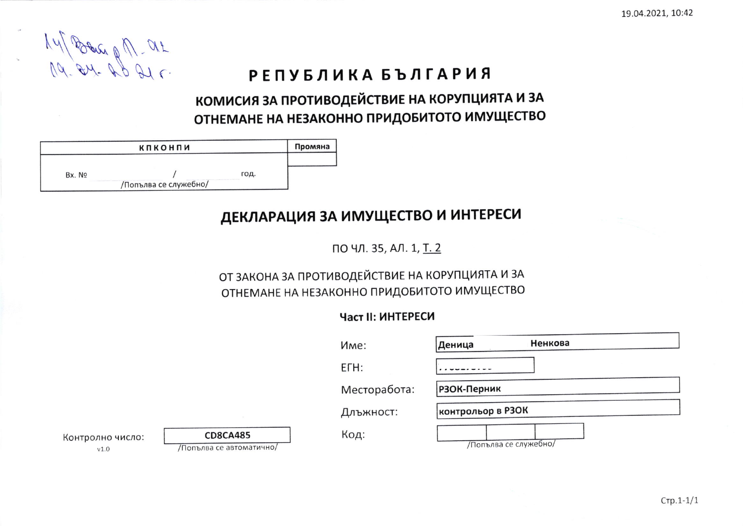19.04.2021, 10:42

14/ Вх. ... П. 42
19.04.2021 г.

# РЕПУБЛИКА БЪЛГАРИЯ

## КОМИСИЯ ЗА ПРОТИВОДЕЙСТВИЕ НА КОРУПЦИЯТА И ЗА ОТНЕМАНЕ НА НЕЗАКОННО ПРИДОБИТОТО ИМУЩЕСТВО

| КПКОНПИ | Промяна |
| --- | --- |
| Вх. № / год. /Попълва се служебно/ | |

## ДЕКЛАРАЦИЯ ЗА ИМУЩЕСТВО И ИНТЕРЕСИ

ПО ЧЛ. 35, АЛ. 1, Т. 2

ОТ ЗАКОНА ЗА ПРОТИВОДЕЙСТВИЕ НА КОРУПЦИЯТА И ЗА ОТНЕМАНЕ НА НЕЗАКОННО ПРИДОБИТОТО ИМУЩЕСТВО

### Част II: ИНТЕРЕСИ

| | |
| --- | --- |
| Име: | Деница Ненкова |
| ЕГН: | |
| Месторабота: | РЗОК-Перник |
| Длъжност: | контрольор в РЗОК |
| Код: | /Попълва се служебно/ |

Контролно число: CD8CA485 /Попълва се автоматично/

v1.0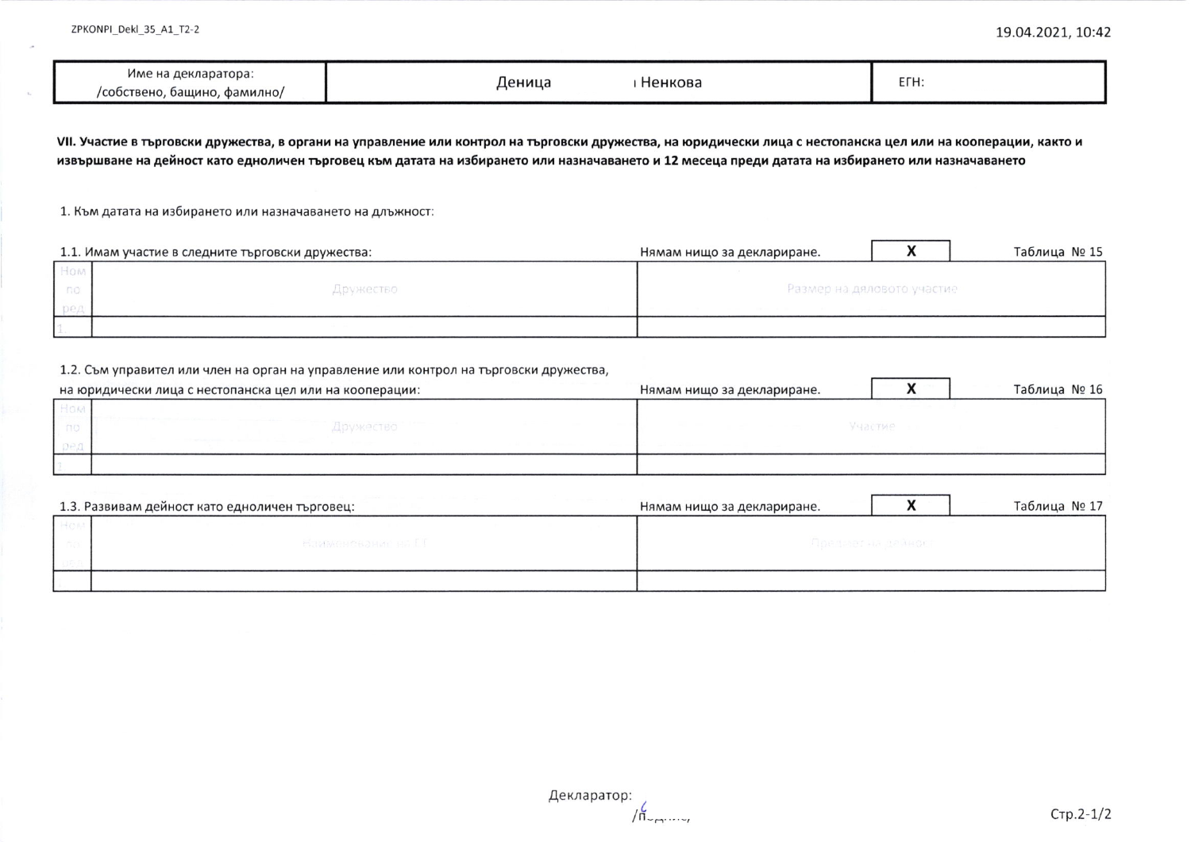| Име на декларатора: /собствено, бащино, фамилно/ | Деница ı Ненкова | ЕГН: |
|---|---|---|

**VII. Участие в търговски дружества, в органи на управление или контрол на търговски дружества, на юридически лица с нестопанска цел или на кооперации, както и извършване на дейност като едноличен търговец към датата на избирането или назначаването и 12 месеца преди датата на избирането или назначаването**

1. Към датата на избирането или назначаването на длъжност:

1.1. Имам участие в следните търговски дружества: Нямам нищо за деклариране. **X** Таблица № 15

| Ном по ред | Дружество | Размер на дяловото участие |
|---|---|---|
| 1. | | |

1.2. Съм управител или член на орган на управление или контрол на търговски дружества, на юридически лица с нестопанска цел или на кооперации: Нямам нищо за деклариране. **X** Таблица № 16

| Ном по ред | Дружество | Участие |
|---|---|---|
| 1. | | |

1.3. Развивам дейност като едноличен търговец: Нямам нищо за деклариране. **X** Таблица № 17

| Ном по ред | Наименование на ЕТ | Предмет на дейност |
|---|---|---|
| 1. | | |

Декларатор: /подпис/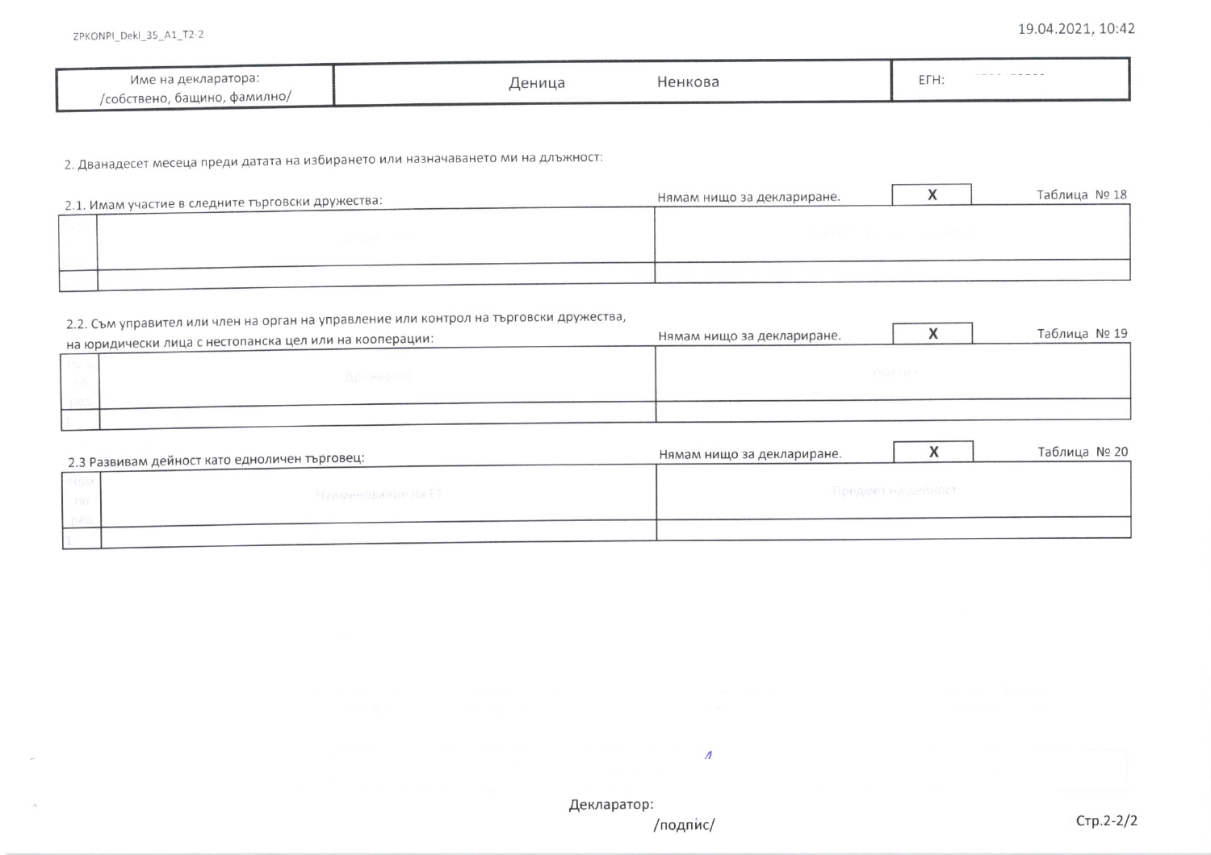| Име на декларатора: /собствено, бащино, фамилно/ | Деница Ненкова | ЕГН: |
|---|---|---|

2. Дванадесет месеца преди датата на избирането или назначаването ми на длъжност:

2.1. Имам участие в следните търговски дружества: Нямам нищо за деклариране. X

Таблица № 18

| Ном. по ред | Дружество | Размер на дяловото участие |
|---|---|---|
| | | |

2.2. Съм управител или член на орган на управление или контрол на търговски дружества, на юридически лица с нестопанска цел или на кооперации: Нямам нищо за деклариране. X

Таблица № 19

| Ном. по ред | Дружество | Участие |
|---|---|---|
| 1 | | |

2.3 Развивам дейност като едноличен търговец: Нямам нищо за деклариране. X

Таблица № 20

| Ном. по ред | Наименование на ЕТ | Предмет на дейност |
|---|---|---|
| 1 | | |

Декларатор:

/подпис/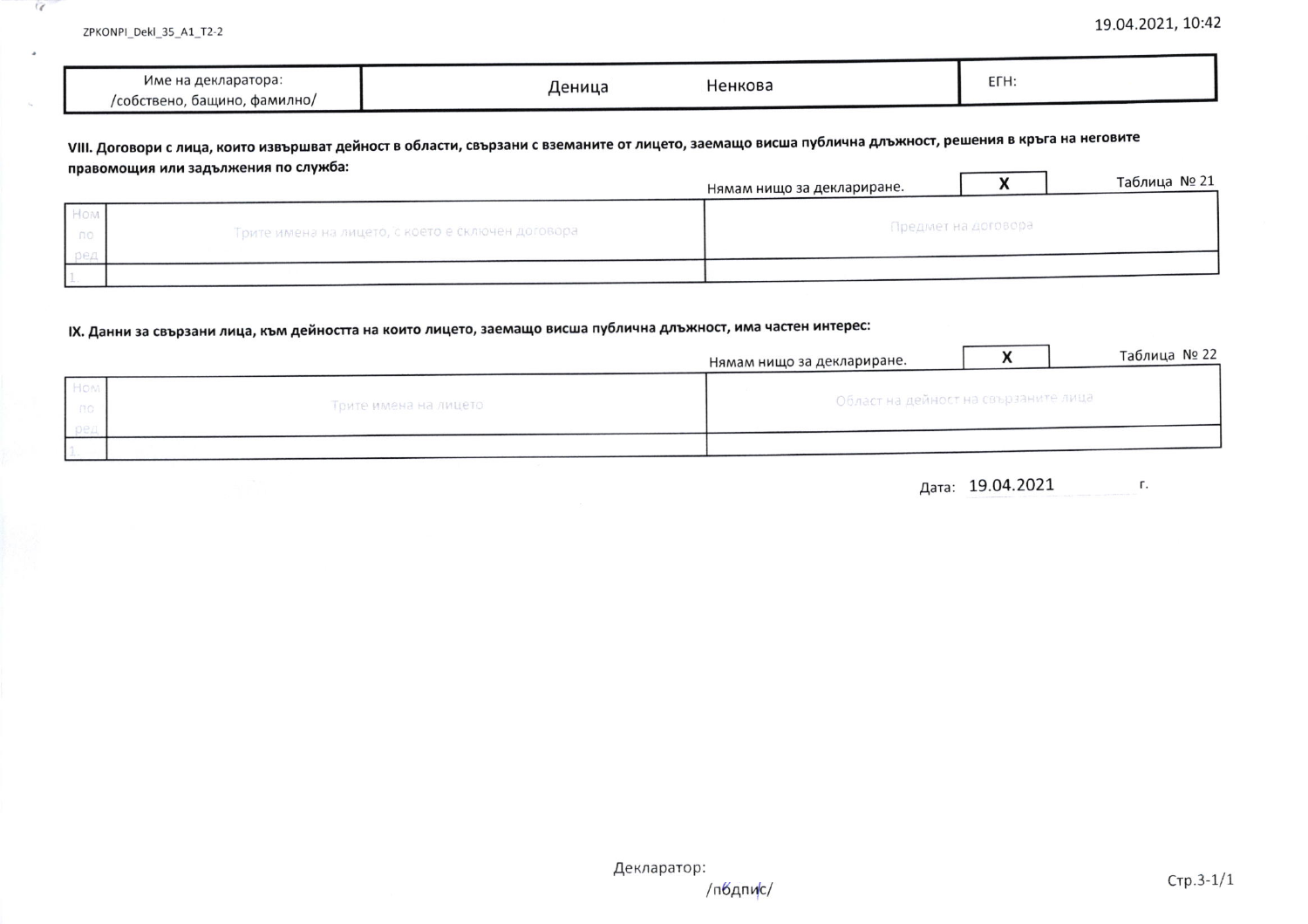| Име на декларатора: /собствено, бащино, фамилно/ | Деница Ненкова | ЕГН: |
|---|---|---|

**VIII. Договори с лица, които извършват дейност в области, свързани с вземаните от лицето, заемащо висша публична длъжност, решения в кръга на неговите правомощия или задължения по служба:**

Нямам нищо за деклариране. **X** Таблица № 21

| Ном по ред | Трите имена на лицето, с което е сключен договора | Предмет на договора |
|---|---|---|
| 1 | | |

**IX. Данни за свързани лица, към дейността на които лицето, заемащо висша публична длъжност, има частен интерес:**

Нямам нищо за деклариране. **X** Таблица № 22

| Ном по ред | Трите имена на лицето | Област на дейност на свързаните лица |
|---|---|---|
| 1 | | |

Дата: 19.04.2021 г.

Декларатор:
/подпис/